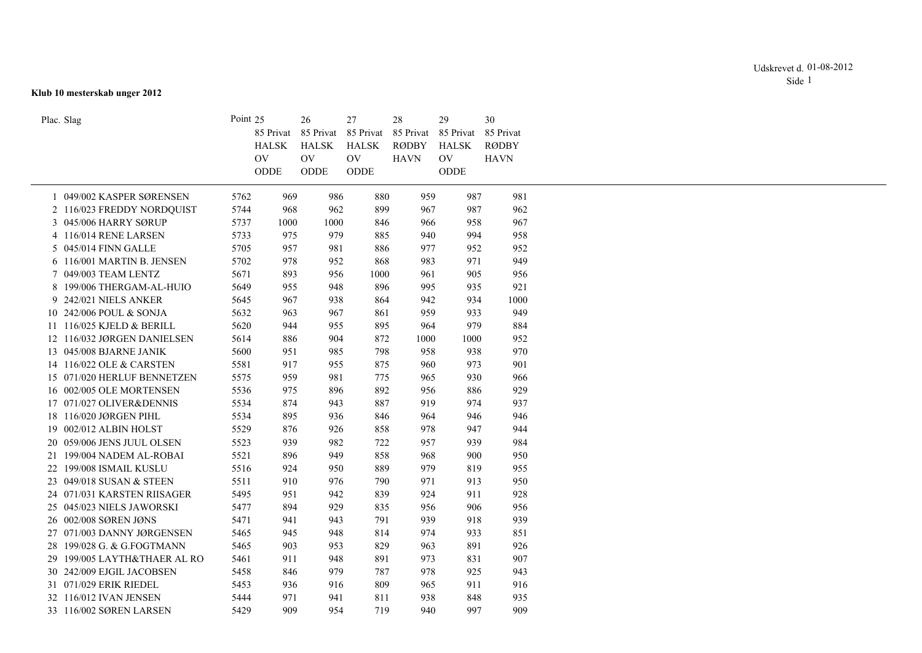Udskrevet d. 01-08-2012

**Klub 10 mesterskab unger 2012**

| Plac. | Slag | Point | 25<br>85 Privat<br>HALSK OV ODDE | 26<br>85 Privat<br>HALSK OV ODDE | 27<br>85 Privat<br>HALSK OV ODDE | 28<br>85 Privat<br>RØDBY HAVN | 29<br>85 Privat<br>HALSK OV ODDE | 30<br>85 Privat<br>RØDBY HAVN |
|---|---|---|---|---|---|---|---|---|
| 1 | 049/002 KASPER SØRENSEN | 5762 | 969 | 986 | 880 | 959 | 987 | 981 |
| 2 | 116/023 FREDDY NORDQUIST | 5744 | 968 | 962 | 899 | 967 | 987 | 962 |
| 3 | 045/006 HARRY SØRUP | 5737 | 1000 | 1000 | 846 | 966 | 958 | 967 |
| 4 | 116/014 RENE LARSEN | 5733 | 975 | 979 | 885 | 940 | 994 | 958 |
| 5 | 045/014 FINN GALLE | 5705 | 957 | 981 | 886 | 977 | 952 | 952 |
| 6 | 116/001 MARTIN B. JENSEN | 5702 | 978 | 952 | 868 | 983 | 971 | 949 |
| 7 | 049/003 TEAM LENTZ | 5671 | 893 | 956 | 1000 | 961 | 905 | 956 |
| 8 | 199/006 THERGAM-AL-HUIO | 5649 | 955 | 948 | 896 | 995 | 935 | 921 |
| 9 | 242/021 NIELS ANKER | 5645 | 967 | 938 | 864 | 942 | 934 | 1000 |
| 10 | 242/006 POUL & SONJA | 5632 | 963 | 967 | 861 | 959 | 933 | 949 |
| 11 | 116/025 KJELD & BERILL | 5620 | 944 | 955 | 895 | 964 | 979 | 884 |
| 12 | 116/032 JØRGEN DANIELSEN | 5614 | 886 | 904 | 872 | 1000 | 1000 | 952 |
| 13 | 045/008 BJARNE JANIK | 5600 | 951 | 985 | 798 | 958 | 938 | 970 |
| 14 | 116/022 OLE & CARSTEN | 5581 | 917 | 955 | 875 | 960 | 973 | 901 |
| 15 | 071/020 HERLUF BENNETZEN | 5575 | 959 | 981 | 775 | 965 | 930 | 966 |
| 16 | 002/005 OLE MORTENSEN | 5536 | 975 | 896 | 892 | 956 | 886 | 929 |
| 17 | 071/027 OLIVER&DENNIS | 5534 | 874 | 943 | 887 | 919 | 974 | 937 |
| 18 | 116/020 JØRGEN PIHL | 5534 | 895 | 936 | 846 | 964 | 946 | 946 |
| 19 | 002/012 ALBIN HOLST | 5529 | 876 | 926 | 858 | 978 | 947 | 944 |
| 20 | 059/006 JENS JUUL OLSEN | 5523 | 939 | 982 | 722 | 957 | 939 | 984 |
| 21 | 199/004 NADEM AL-ROBAI | 5521 | 896 | 949 | 858 | 968 | 900 | 950 |
| 22 | 199/008 ISMAIL KUSLU | 5516 | 924 | 950 | 889 | 979 | 819 | 955 |
| 23 | 049/018 SUSAN & STEEN | 5511 | 910 | 976 | 790 | 971 | 913 | 950 |
| 24 | 071/031 KARSTEN RIISAGER | 5495 | 951 | 942 | 839 | 924 | 911 | 928 |
| 25 | 045/023 NIELS JAWORSKI | 5477 | 894 | 929 | 835 | 956 | 906 | 956 |
| 26 | 002/008 SØREN JØNS | 5471 | 941 | 943 | 791 | 939 | 918 | 939 |
| 27 | 071/003 DANNY JØRGENSEN | 5465 | 945 | 948 | 814 | 974 | 933 | 851 |
| 28 | 199/028 G. & G.FOGTMANN | 5465 | 903 | 953 | 829 | 963 | 891 | 926 |
| 29 | 199/005 LAYTH&THAER AL RO | 5461 | 911 | 948 | 891 | 973 | 831 | 907 |
| 30 | 242/009 EJGIL JACOBSEN | 5458 | 846 | 979 | 787 | 978 | 925 | 943 |
| 31 | 071/029 ERIK RIEDEL | 5453 | 936 | 916 | 809 | 965 | 911 | 916 |
| 32 | 116/012 IVAN JENSEN | 5444 | 971 | 941 | 811 | 938 | 848 | 935 |
| 33 | 116/002 SØREN LARSEN | 5429 | 909 | 954 | 719 | 940 | 997 | 909 |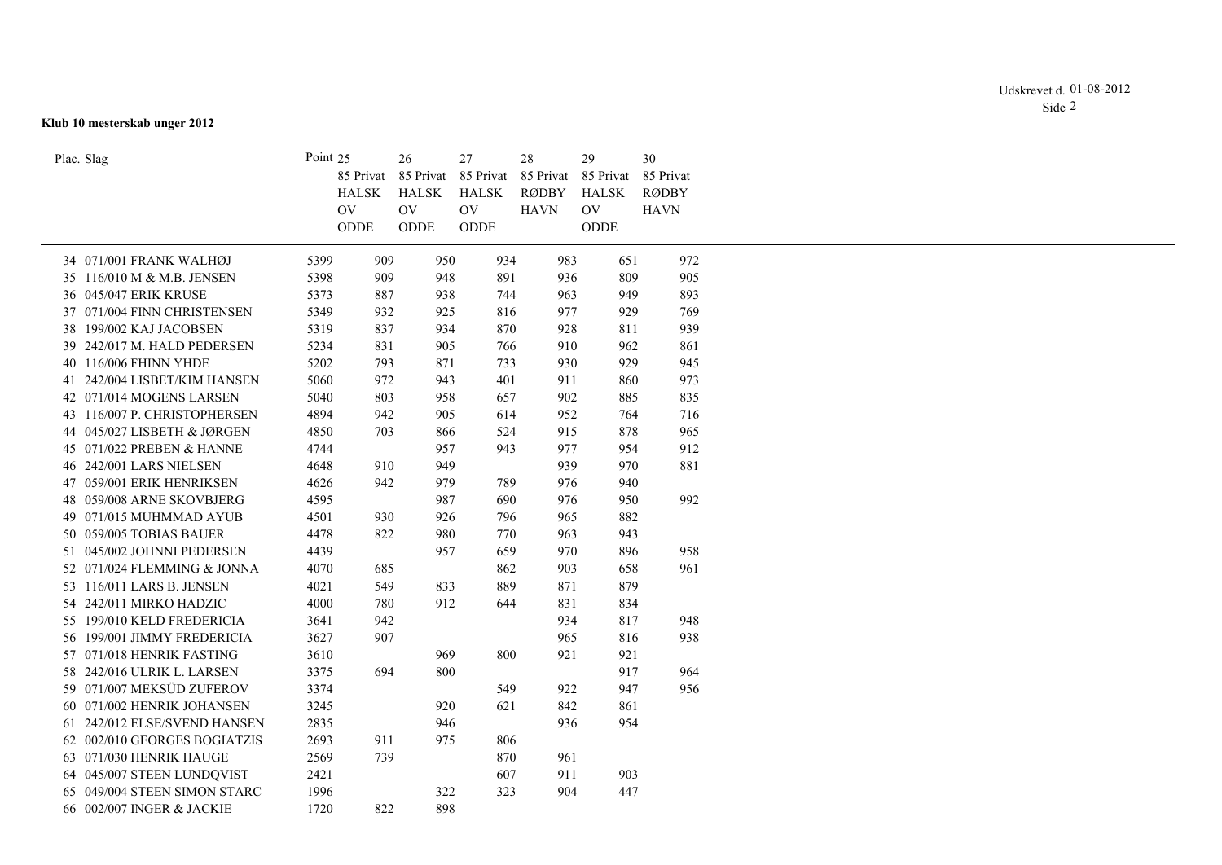**Klub 10 mesterskab unger 2012**

| Plac. | Slag | Point | 25<br>85 Privat<br>HALSK<br>OV<br>ODDE | 26<br>85 Privat<br>HALSK<br>OV<br>ODDE | 27<br>85 Privat<br>HALSK<br>OV<br>ODDE | 28<br>85 Privat<br>RØDBY<br>HAVN | 29<br>85 Privat<br>HALSK<br>OV<br>ODDE | 30<br>85 Privat<br>RØDBY<br>HAVN |
|---|---|---|---|---|---|---|---|---|
| 34 | 071/001 FRANK WALHØJ | 5399 | 909 | 950 | 934 | 983 | 651 | 972 |
| 35 | 116/010 M & M.B. JENSEN | 5398 | 909 | 948 | 891 | 936 | 809 | 905 |
| 36 | 045/047 ERIK KRUSE | 5373 | 887 | 938 | 744 | 963 | 949 | 893 |
| 37 | 071/004 FINN CHRISTENSEN | 5349 | 932 | 925 | 816 | 977 | 929 | 769 |
| 38 | 199/002 KAJ JACOBSEN | 5319 | 837 | 934 | 870 | 928 | 811 | 939 |
| 39 | 242/017 M. HALD PEDERSEN | 5234 | 831 | 905 | 766 | 910 | 962 | 861 |
| 40 | 116/006 FHINN YHDE | 5202 | 793 | 871 | 733 | 930 | 929 | 945 |
| 41 | 242/004 LISBET/KIM HANSEN | 5060 | 972 | 943 | 401 | 911 | 860 | 973 |
| 42 | 071/014 MOGENS LARSEN | 5040 | 803 | 958 | 657 | 902 | 885 | 835 |
| 43 | 116/007 P. CHRISTOPHERSEN | 4894 | 942 | 905 | 614 | 952 | 764 | 716 |
| 44 | 045/027 LISBETH & JØRGEN | 4850 | 703 | 866 | 524 | 915 | 878 | 965 |
| 45 | 071/022 PREBEN & HANNE | 4744 | | 957 | 943 | 977 | 954 | 912 |
| 46 | 242/001 LARS NIELSEN | 4648 | 910 | 949 | | 939 | 970 | 881 |
| 47 | 059/001 ERIK HENRIKSEN | 4626 | 942 | 979 | 789 | 976 | 940 | |
| 48 | 059/008 ARNE SKOVBJERG | 4595 | | 987 | 690 | 976 | 950 | 992 |
| 49 | 071/015 MUHMMAD AYUB | 4501 | 930 | 926 | 796 | 965 | 882 | |
| 50 | 059/005 TOBIAS BAUER | 4478 | 822 | 980 | 770 | 963 | 943 | |
| 51 | 045/002 JOHNNI PEDERSEN | 4439 | | 957 | 659 | 970 | 896 | 958 |
| 52 | 071/024 FLEMMING & JONNA | 4070 | 685 | | 862 | 903 | 658 | 961 |
| 53 | 116/011 LARS B. JENSEN | 4021 | 549 | 833 | 889 | 871 | 879 | |
| 54 | 242/011 MIRKO HADZIC | 4000 | 780 | 912 | 644 | 831 | 834 | |
| 55 | 199/010 KELD FREDERICIA | 3641 | 942 | | | 934 | 817 | 948 |
| 56 | 199/001 JIMMY FREDERICIA | 3627 | 907 | | | 965 | 816 | 938 |
| 57 | 071/018 HENRIK FASTING | 3610 | | 969 | 800 | 921 | 921 | |
| 58 | 242/016 ULRIK L. LARSEN | 3375 | 694 | 800 | | | 917 | 964 |
| 59 | 071/007 MEKSÜD ZUFEROV | 3374 | | | 549 | 922 | 947 | 956 |
| 60 | 071/002 HENRIK JOHANSEN | 3245 | | 920 | 621 | 842 | 861 | |
| 61 | 242/012 ELSE/SVEND HANSEN | 2835 | | 946 | | 936 | 954 | |
| 62 | 002/010 GEORGES BOGIATZIS | 2693 | 911 | 975 | 806 | | | |
| 63 | 071/030 HENRIK HAUGE | 2569 | 739 | | 870 | 961 | | |
| 64 | 045/007 STEEN LUNDQVIST | 2421 | | | 607 | 911 | 903 | |
| 65 | 049/004 STEEN SIMON STARC | 1996 | | 322 | 323 | 904 | 447 | |
| 66 | 002/007 INGER & JACKIE | 1720 | 822 | 898 | | | | |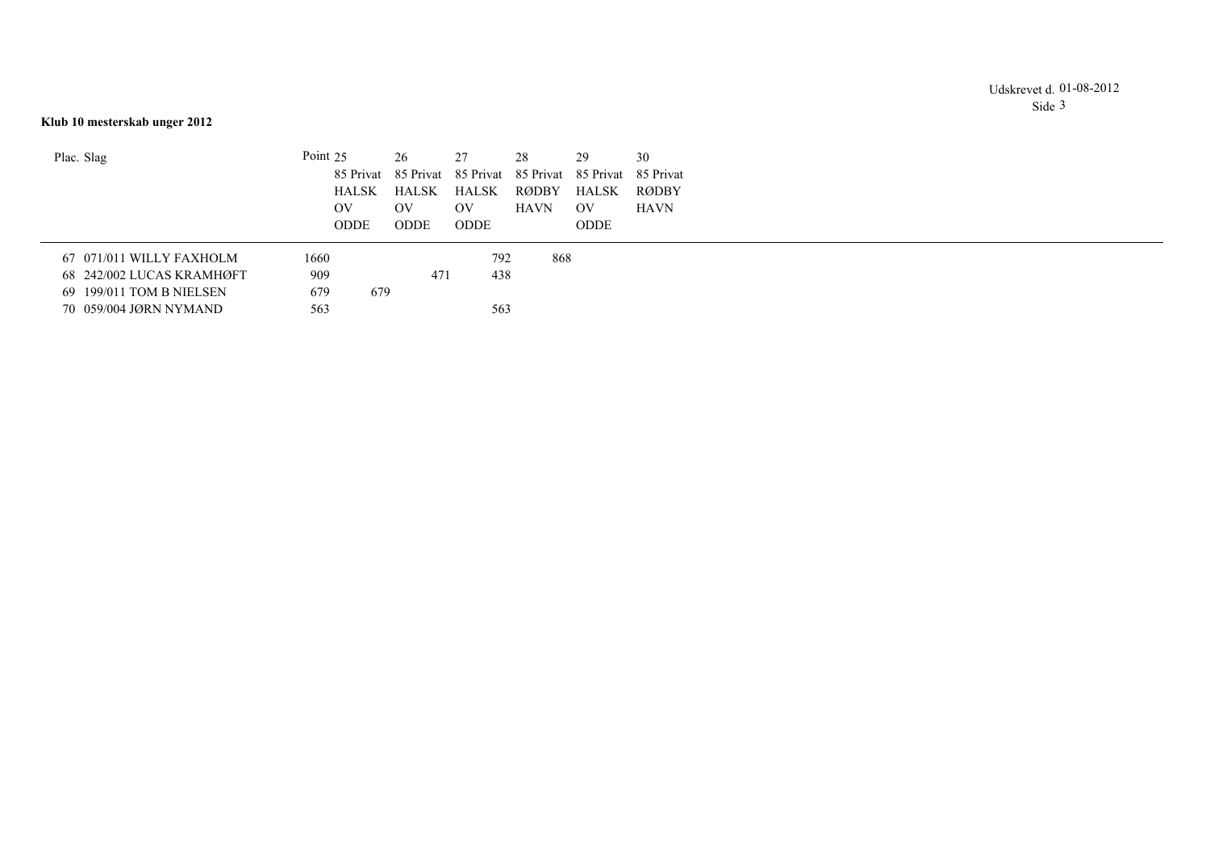**Klub 10 mesterskab unger 2012**

| Plac. | Slag | Point | 25 85 Privat HALSK OV ODDE | 26 85 Privat HALSK OV ODDE | 27 85 Privat HALSK OV ODDE | 28 85 Privat RØDBY HAVN | 29 85 Privat HALSK OV ODDE | 30 85 Privat RØDBY HAVN |
|---|---|---|---|---|---|---|---|---|
| 67 | 071/011 WILLY FAXHOLM | 1660 | | | 792 | 868 | | |
| 68 | 242/002 LUCAS KRAMHØFT | 909 | | 471 | 438 | | | |
| 69 | 199/011 TOM B NIELSEN | 679 | 679 | | | | | |
| 70 | 059/004 JØRN NYMAND | 563 | | | 563 | | | |